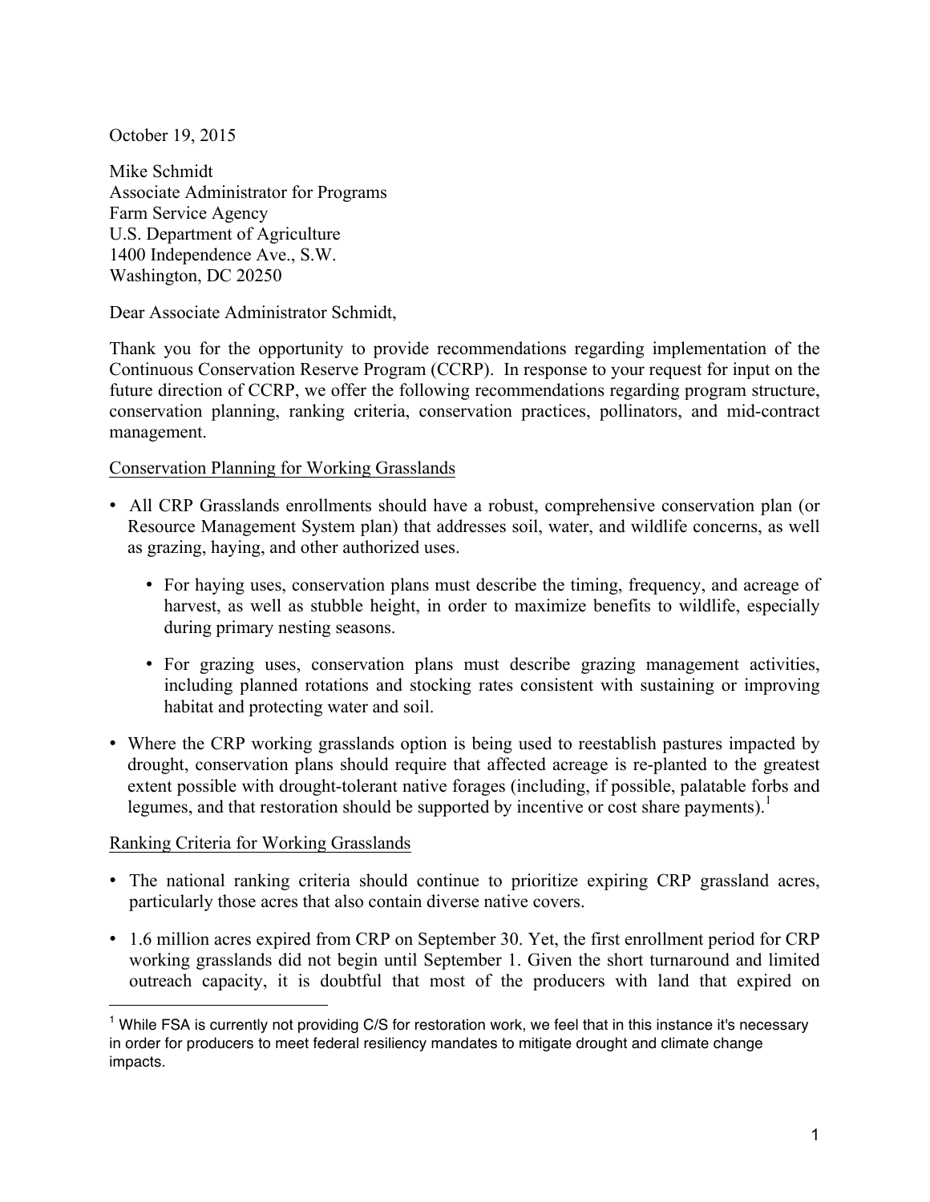October 19, 2015

Mike Schmidt  
Associate Administrator for Programs  
Farm Service Agency  
U.S. Department of Agriculture  
1400 Independence Ave., S.W.  
Washington, DC 20250

Dear Associate Administrator Schmidt,

Thank you for the opportunity to provide recommendations regarding implementation of the Continuous Conservation Reserve Program (CCRP). In response to your request for input on the future direction of CCRP, we offer the following recommendations regarding program structure, conservation planning, ranking criteria, conservation practices, pollinators, and mid-contract management.

<u>Conservation Planning for Working Grasslands</u>

- All CRP Grasslands enrollments should have a robust, comprehensive conservation plan (or Resource Management System plan) that addresses soil, water, and wildlife concerns, as well as grazing, haying, and other authorized uses.
  - For haying uses, conservation plans must describe the timing, frequency, and acreage of harvest, as well as stubble height, in order to maximize benefits to wildlife, especially during primary nesting seasons.
  - For grazing uses, conservation plans must describe grazing management activities, including planned rotations and stocking rates consistent with sustaining or improving habitat and protecting water and soil.
- Where the CRP working grasslands option is being used to reestablish pastures impacted by drought, conservation plans should require that affected acreage is re-planted to the greatest extent possible with drought-tolerant native forages (including, if possible, palatable forbs and legumes, and that restoration should be supported by incentive or cost share payments).[1]

<u>Ranking Criteria for Working Grasslands</u>

- The national ranking criteria should continue to prioritize expiring CRP grassland acres, particularly those acres that also contain diverse native covers.
- 1.6 million acres expired from CRP on September 30. Yet, the first enrollment period for CRP working grasslands did not begin until September 1. Given the short turnaround and limited outreach capacity, it is doubtful that most of the producers with land that expired on

[1] While FSA is currently not providing C/S for restoration work, we feel that in this instance it's necessary in order for producers to meet federal resiliency mandates to mitigate drought and climate change impacts.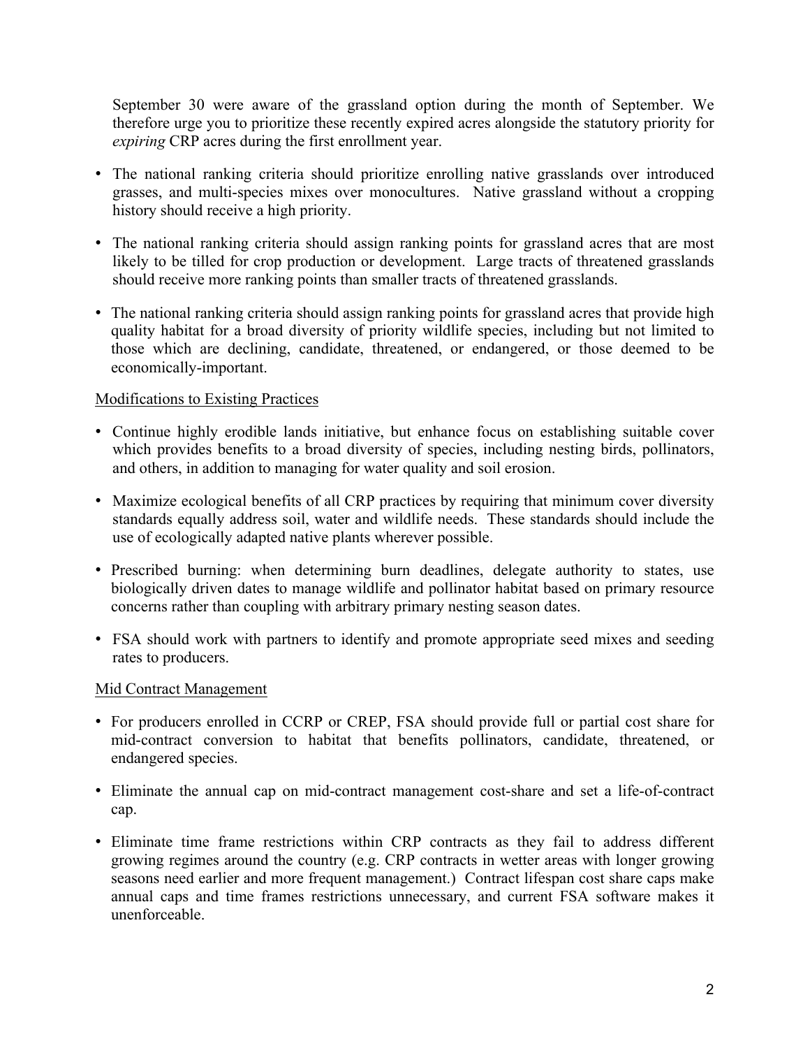September 30 were aware of the grassland option during the month of September. We therefore urge you to prioritize these recently expired acres alongside the statutory priority for *expiring* CRP acres during the first enrollment year.

- The national ranking criteria should prioritize enrolling native grasslands over introduced grasses, and multi-species mixes over monocultures. Native grassland without a cropping history should receive a high priority.
- The national ranking criteria should assign ranking points for grassland acres that are most likely to be tilled for crop production or development. Large tracts of threatened grasslands should receive more ranking points than smaller tracts of threatened grasslands.
- The national ranking criteria should assign ranking points for grassland acres that provide high quality habitat for a broad diversity of priority wildlife species, including but not limited to those which are declining, candidate, threatened, or endangered, or those deemed to be economically-important.

<u>Modifications to Existing Practices</u>

- Continue highly erodible lands initiative, but enhance focus on establishing suitable cover which provides benefits to a broad diversity of species, including nesting birds, pollinators, and others, in addition to managing for water quality and soil erosion.
- Maximize ecological benefits of all CRP practices by requiring that minimum cover diversity standards equally address soil, water and wildlife needs. These standards should include the use of ecologically adapted native plants wherever possible.
- Prescribed burning: when determining burn deadlines, delegate authority to states, use biologically driven dates to manage wildlife and pollinator habitat based on primary resource concerns rather than coupling with arbitrary primary nesting season dates.
- FSA should work with partners to identify and promote appropriate seed mixes and seeding rates to producers.

<u>Mid Contract Management</u>

- For producers enrolled in CCRP or CREP, FSA should provide full or partial cost share for mid-contract conversion to habitat that benefits pollinators, candidate, threatened, or endangered species.
- Eliminate the annual cap on mid-contract management cost-share and set a life-of-contract cap.
- Eliminate time frame restrictions within CRP contracts as they fail to address different growing regimes around the country (e.g. CRP contracts in wetter areas with longer growing seasons need earlier and more frequent management.) Contract lifespan cost share caps make annual caps and time frames restrictions unnecessary, and current FSA software makes it unenforceable.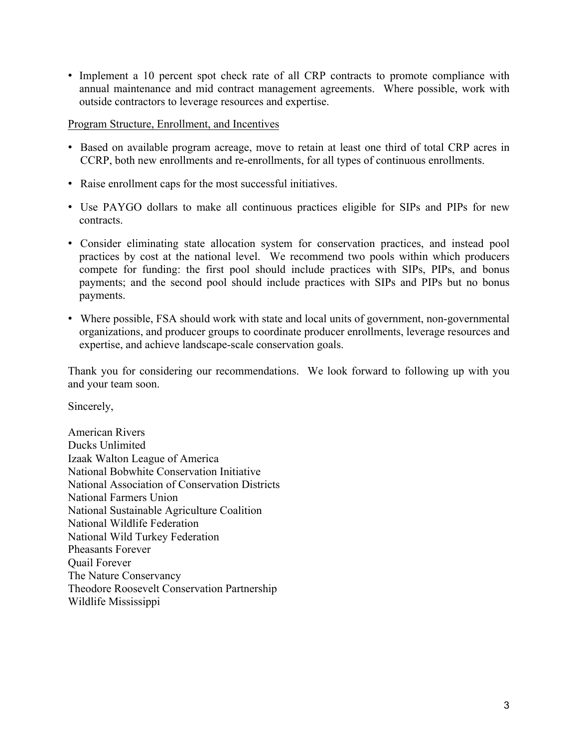- Implement a 10 percent spot check rate of all CRP contracts to promote compliance with annual maintenance and mid contract management agreements. Where possible, work with outside contractors to leverage resources and expertise.

<u>Program Structure, Enrollment, and Incentives</u>

- Based on available program acreage, move to retain at least one third of total CRP acres in CCRP, both new enrollments and re-enrollments, for all types of continuous enrollments.

- Raise enrollment caps for the most successful initiatives.

- Use PAYGO dollars to make all continuous practices eligible for SIPs and PIPs for new contracts.

- Consider eliminating state allocation system for conservation practices, and instead pool practices by cost at the national level. We recommend two pools within which producers compete for funding: the first pool should include practices with SIPs, PIPs, and bonus payments; and the second pool should include practices with SIPs and PIPs but no bonus payments.

- Where possible, FSA should work with state and local units of government, non-governmental organizations, and producer groups to coordinate producer enrollments, leverage resources and expertise, and achieve landscape-scale conservation goals.

Thank you for considering our recommendations. We look forward to following up with you and your team soon.

Sincerely,

American Rivers
Ducks Unlimited
Izaak Walton League of America
National Bobwhite Conservation Initiative
National Association of Conservation Districts
National Farmers Union
National Sustainable Agriculture Coalition
National Wildlife Federation
National Wild Turkey Federation
Pheasants Forever
Quail Forever
The Nature Conservancy
Theodore Roosevelt Conservation Partnership
Wildlife Mississippi